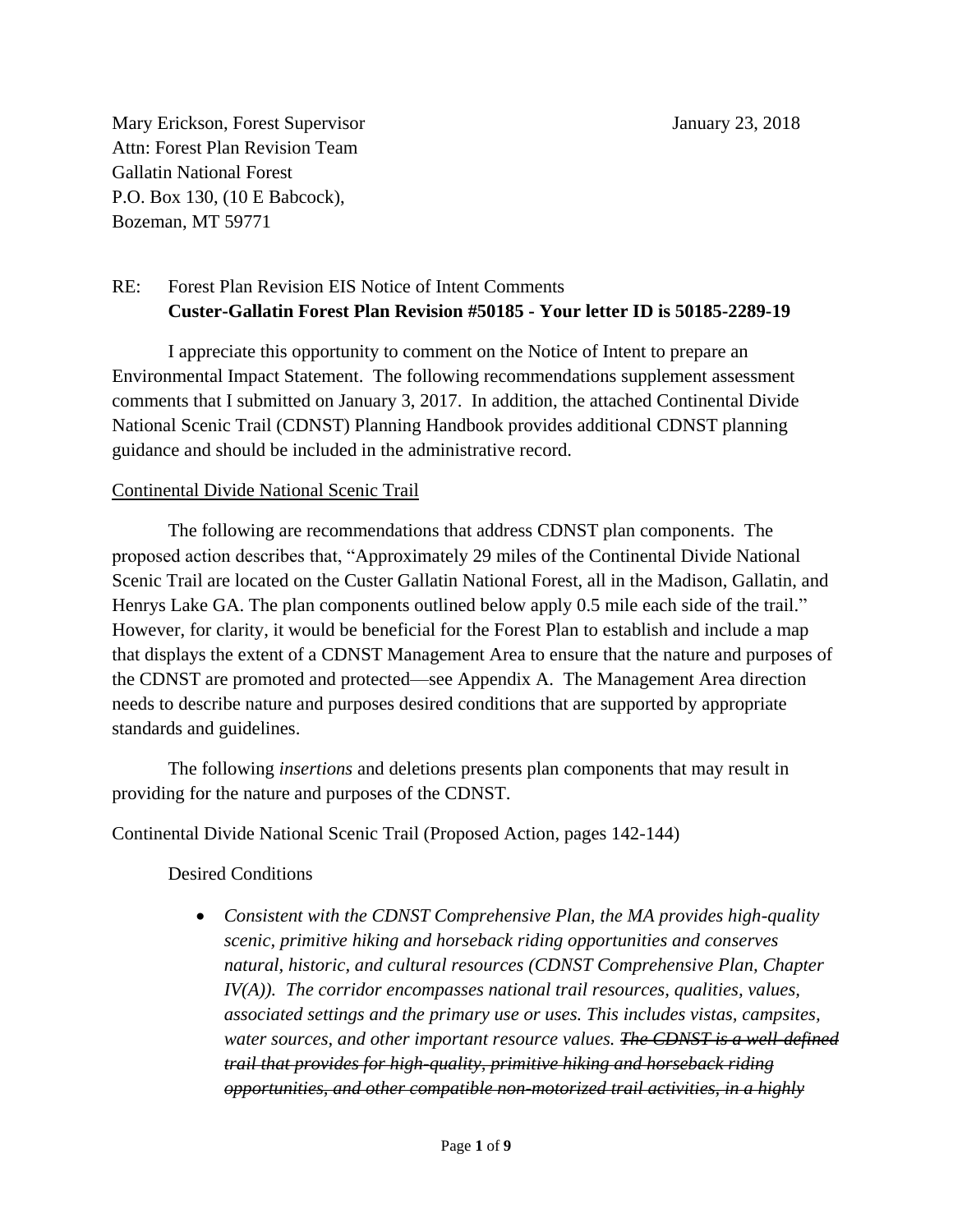Mary Erickson, Forest Supervisor
Attn: Forest Plan Revision Team
Gallatin National Forest
P.O. Box 130, (10 E Babcock),
Bozeman, MT 59771

January 23, 2018

RE: Forest Plan Revision EIS Notice of Intent Comments
**Custer-Gallatin Forest Plan Revision #50185 - Your letter ID is 50185-2289-19**

I appreciate this opportunity to comment on the Notice of Intent to prepare an Environmental Impact Statement. The following recommendations supplement assessment comments that I submitted on January 3, 2017. In addition, the attached Continental Divide National Scenic Trail (CDNST) Planning Handbook provides additional CDNST planning guidance and should be included in the administrative record.

<u>Continental Divide National Scenic Trail</u>

The following are recommendations that address CDNST plan components. The proposed action describes that, "Approximately 29 miles of the Continental Divide National Scenic Trail are located on the Custer Gallatin National Forest, all in the Madison, Gallatin, and Henrys Lake GA. The plan components outlined below apply 0.5 mile each side of the trail." However, for clarity, it would be beneficial for the Forest Plan to establish and include a map that displays the extent of a CDNST Management Area to ensure that the nature and purposes of the CDNST are promoted and protected—see Appendix A. The Management Area direction needs to describe nature and purposes desired conditions that are supported by appropriate standards and guidelines.

The following *insertions* and deletions presents plan components that may result in providing for the nature and purposes of the CDNST.

Continental Divide National Scenic Trail (Proposed Action, pages 142-144)

Desired Conditions

- *Consistent with the CDNST Comprehensive Plan, the MA provides high-quality scenic, primitive hiking and horseback riding opportunities and conserves natural, historic, and cultural resources (CDNST Comprehensive Plan, Chapter IV(A)). The corridor encompasses national trail resources, qualities, values, associated settings and the primary use or uses. This includes vistas, campsites, water sources, and other important resource values.* ~~*The CDNST is a well-defined trail that provides for high-quality, primitive hiking and horseback riding opportunities, and other compatible non-motorized trail activities, in a highly*~~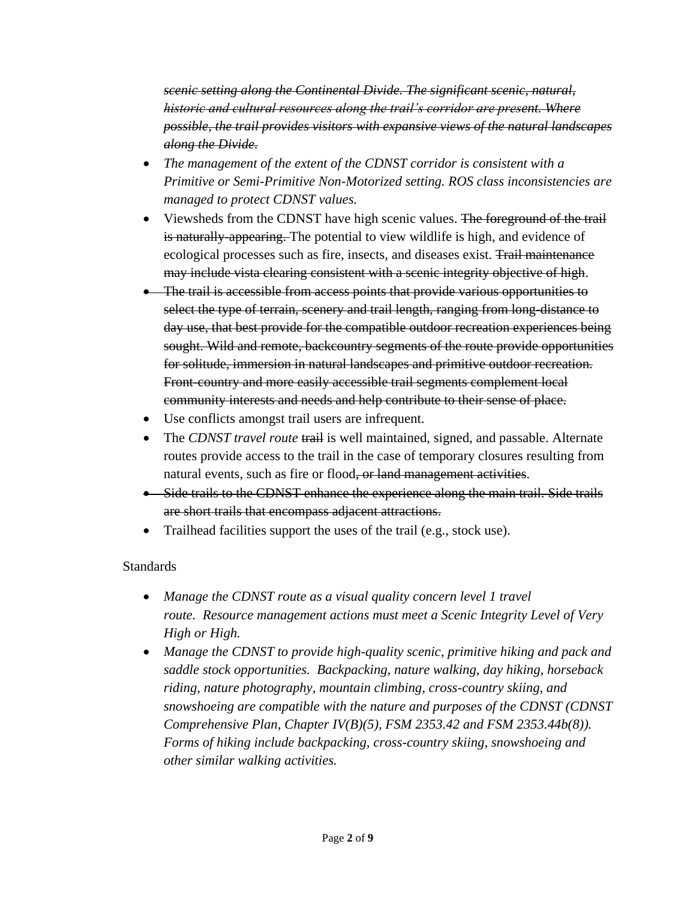~~*scenic setting along the Continental Divide. The significant scenic, natural, historic and cultural resources along the trail's corridor are present. Where possible, the trail provides visitors with expansive views of the natural landscapes along the Divide.*~~

- *The management of the extent of the CDNST corridor is consistent with a Primitive or Semi-Primitive Non-Motorized setting. ROS class inconsistencies are managed to protect CDNST values.*
- Viewsheds from the CDNST have high scenic values. ~~The foreground of the trail is naturally-appearing.~~ The potential to view wildlife is high, and evidence of ecological processes such as fire, insects, and diseases exist. ~~Trail maintenance may include vista clearing consistent with a scenic integrity objective of high~~.
- ~~The trail is accessible from access points that provide various opportunities to select the type of terrain, scenery and trail length, ranging from long-distance to day use, that best provide for the compatible outdoor recreation experiences being sought. Wild and remote, backcountry segments of the route provide opportunities for solitude, immersion in natural landscapes and primitive outdoor recreation. Front-country and more easily accessible trail segments complement local community interests and needs and help contribute to their sense of place.~~
- Use conflicts amongst trail users are infrequent.
- The *CDNST travel route* ~~trail~~ is well maintained, signed, and passable. Alternate routes provide access to the trail in the case of temporary closures resulting from natural events, such as fire or flood~~, or land management activities~~.
- ~~Side trails to the CDNST enhance the experience along the main trail. Side trails are short trails that encompass adjacent attractions.~~
- Trailhead facilities support the uses of the trail (e.g., stock use).

Standards

- *Manage the CDNST route as a visual quality concern level 1 travel route. Resource management actions must meet a Scenic Integrity Level of Very High or High.*
- *Manage the CDNST to provide high-quality scenic, primitive hiking and pack and saddle stock opportunities. Backpacking, nature walking, day hiking, horseback riding, nature photography, mountain climbing, cross-country skiing, and snowshoeing are compatible with the nature and purposes of the CDNST (CDNST Comprehensive Plan, Chapter IV(B)(5), FSM 2353.42 and FSM 2353.44b(8)). Forms of hiking include backpacking, cross-country skiing, snowshoeing and other similar walking activities.*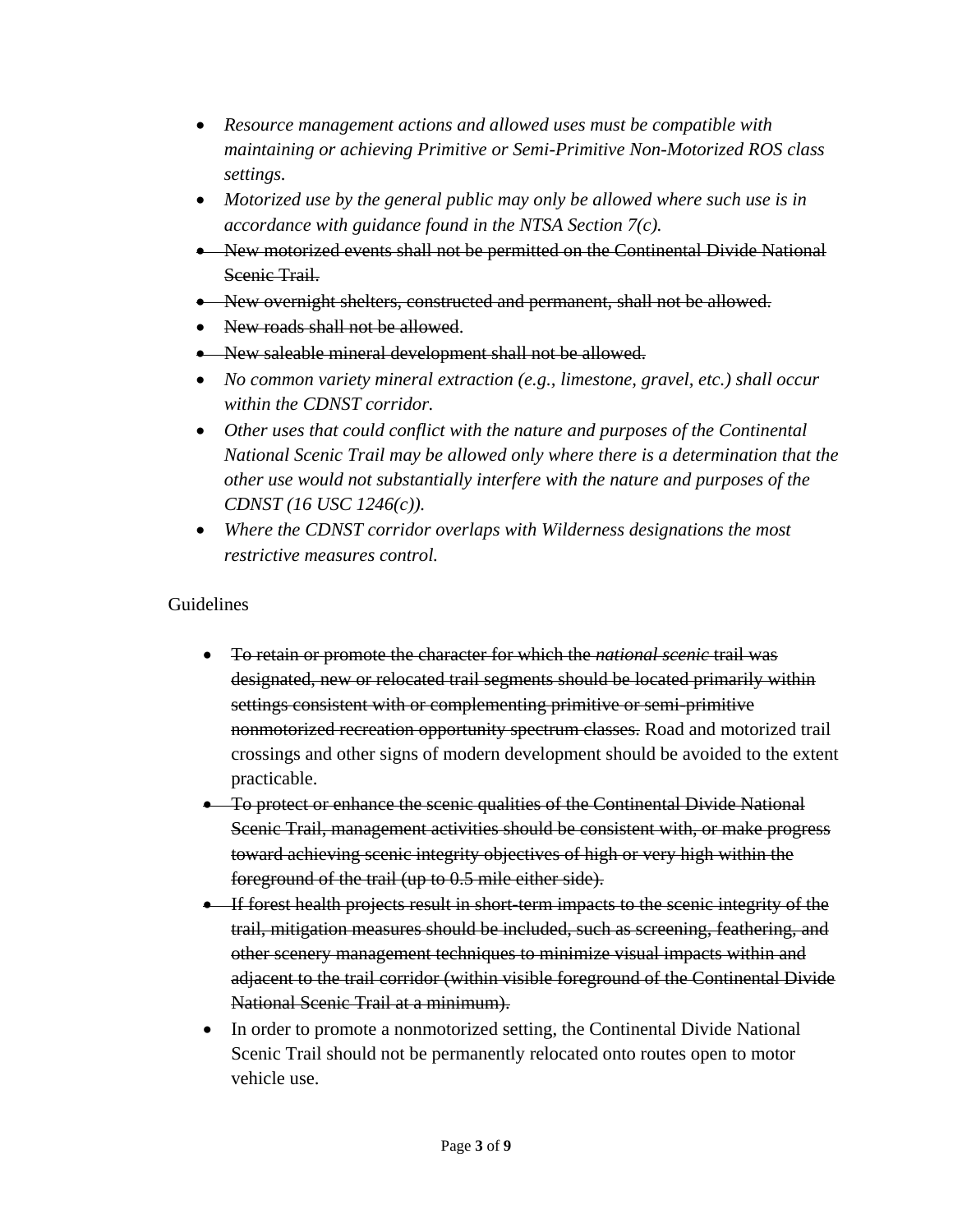- *Resource management actions and allowed uses must be compatible with maintaining or achieving Primitive or Semi-Primitive Non-Motorized ROS class settings.*
- *Motorized use by the general public may only be allowed where such use is in accordance with guidance found in the NTSA Section 7(c).*
- ~~New motorized events shall not be permitted on the Continental Divide National Scenic Trail.~~
- ~~New overnight shelters, constructed and permanent, shall not be allowed.~~
- ~~New roads shall not be allowed~~.
- ~~New saleable mineral development shall not be allowed.~~
- *No common variety mineral extraction (e.g., limestone, gravel, etc.) shall occur within the CDNST corridor.*
- *Other uses that could conflict with the nature and purposes of the Continental National Scenic Trail may be allowed only where there is a determination that the other use would not substantially interfere with the nature and purposes of the CDNST (16 USC 1246(c)).*
- *Where the CDNST corridor overlaps with Wilderness designations the most restrictive measures control.*

Guidelines

- ~~To retain or promote the character for which the *national scenic* trail was designated, new or relocated trail segments should be located primarily within settings consistent with or complementing primitive or semi-primitive nonmotorized recreation opportunity spectrum classes.~~ Road and motorized trail crossings and other signs of modern development should be avoided to the extent practicable.
- ~~To protect or enhance the scenic qualities of the Continental Divide National Scenic Trail, management activities should be consistent with, or make progress toward achieving scenic integrity objectives of high or very high within the foreground of the trail (up to 0.5 mile either side).~~
- ~~If forest health projects result in short-term impacts to the scenic integrity of the trail, mitigation measures should be included, such as screening, feathering, and other scenery management techniques to minimize visual impacts within and adjacent to the trail corridor (within visible foreground of the Continental Divide National Scenic Trail at a minimum).~~
- In order to promote a nonmotorized setting, the Continental Divide National Scenic Trail should not be permanently relocated onto routes open to motor vehicle use.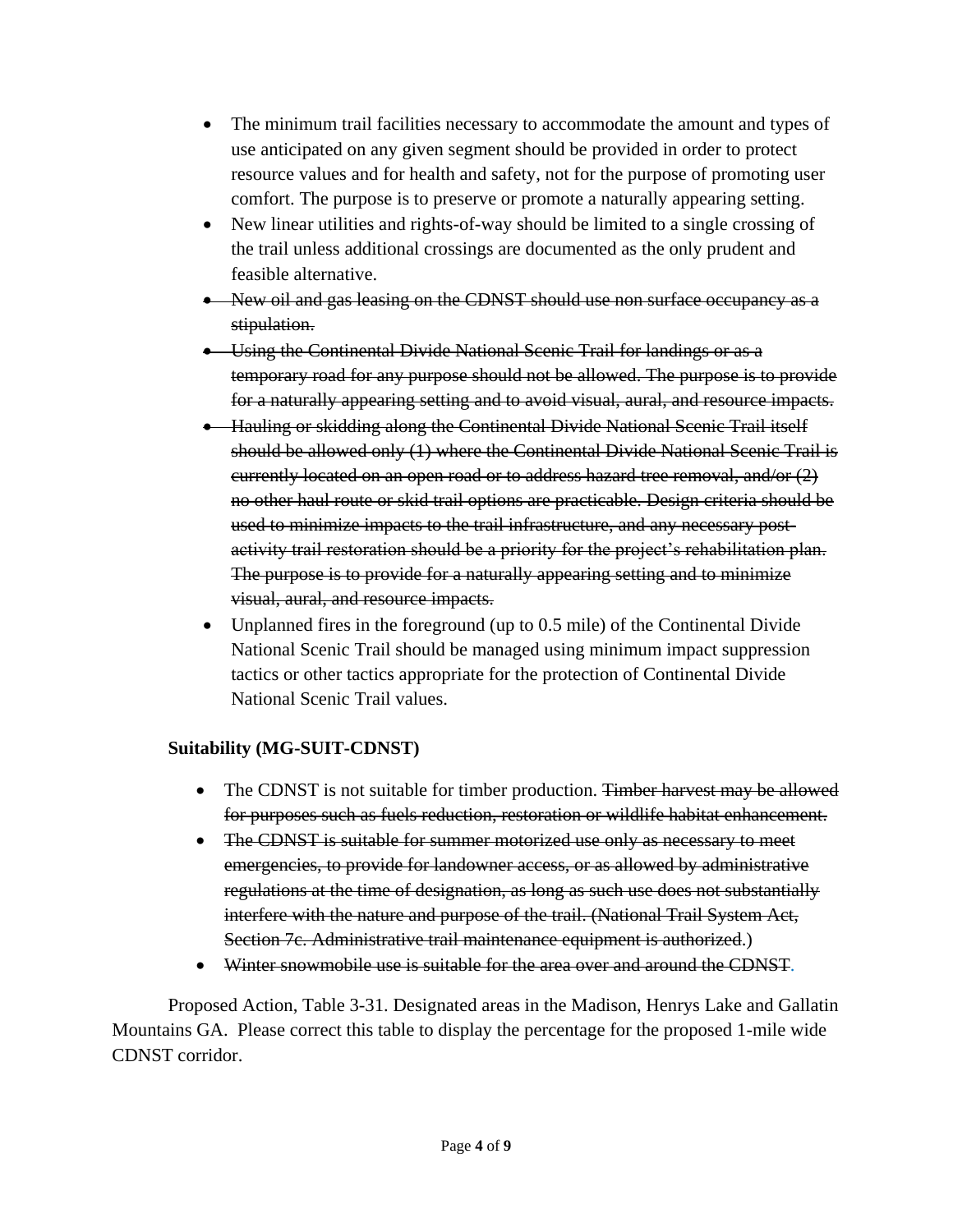- The minimum trail facilities necessary to accommodate the amount and types of use anticipated on any given segment should be provided in order to protect resource values and for health and safety, not for the purpose of promoting user comfort. The purpose is to preserve or promote a naturally appearing setting.
- New linear utilities and rights-of-way should be limited to a single crossing of the trail unless additional crossings are documented as the only prudent and feasible alternative.
- ~~New oil and gas leasing on the CDNST should use non surface occupancy as a stipulation.~~
- ~~Using the Continental Divide National Scenic Trail for landings or as a temporary road for any purpose should not be allowed. The purpose is to provide for a naturally appearing setting and to avoid visual, aural, and resource impacts.~~
- ~~Hauling or skidding along the Continental Divide National Scenic Trail itself should be allowed only (1) where the Continental Divide National Scenic Trail is currently located on an open road or to address hazard tree removal, and/or (2) no other haul route or skid trail options are practicable. Design criteria should be used to minimize impacts to the trail infrastructure, and any necessary post-activity trail restoration should be a priority for the project's rehabilitation plan. The purpose is to provide for a naturally appearing setting and to minimize visual, aural, and resource impacts.~~
- Unplanned fires in the foreground (up to 0.5 mile) of the Continental Divide National Scenic Trail should be managed using minimum impact suppression tactics or other tactics appropriate for the protection of Continental Divide National Scenic Trail values.

**Suitability (MG-SUIT-CDNST)**

- The CDNST is not suitable for timber production. ~~Timber harvest may be allowed for purposes such as fuels reduction, restoration or wildlife habitat enhancement.~~
- ~~The CDNST is suitable for summer motorized use only as necessary to meet emergencies, to provide for landowner access, or as allowed by administrative regulations at the time of designation, as long as such use does not substantially interfere with the nature and purpose of the trail. (National Trail System Act, Section 7c. Administrative trail maintenance equipment is authorized.)~~
- ~~Winter snowmobile use is suitable for the area over and around the CDNST.~~

Proposed Action, Table 3-31. Designated areas in the Madison, Henrys Lake and Gallatin Mountains GA. Please correct this table to display the percentage for the proposed 1-mile wide CDNST corridor.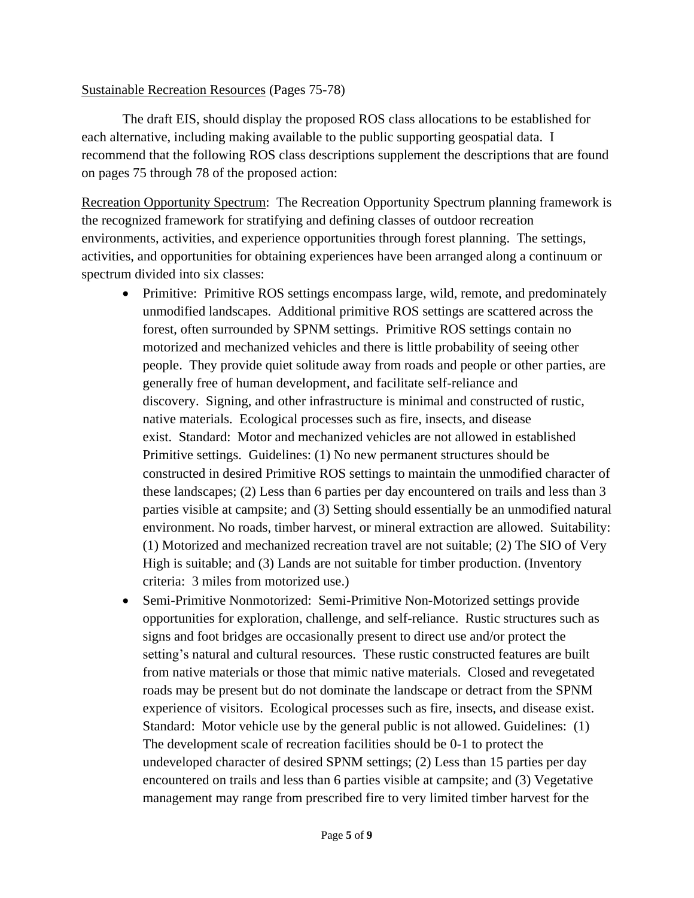Sustainable Recreation Resources (Pages 75-78)

The draft EIS, should display the proposed ROS class allocations to be established for each alternative, including making available to the public supporting geospatial data. I recommend that the following ROS class descriptions supplement the descriptions that are found on pages 75 through 78 of the proposed action:

Recreation Opportunity Spectrum: The Recreation Opportunity Spectrum planning framework is the recognized framework for stratifying and defining classes of outdoor recreation environments, activities, and experience opportunities through forest planning. The settings, activities, and opportunities for obtaining experiences have been arranged along a continuum or spectrum divided into six classes:

- Primitive: Primitive ROS settings encompass large, wild, remote, and predominately unmodified landscapes. Additional primitive ROS settings are scattered across the forest, often surrounded by SPNM settings. Primitive ROS settings contain no motorized and mechanized vehicles and there is little probability of seeing other people. They provide quiet solitude away from roads and people or other parties, are generally free of human development, and facilitate self-reliance and discovery. Signing, and other infrastructure is minimal and constructed of rustic, native materials. Ecological processes such as fire, insects, and disease exist. Standard: Motor and mechanized vehicles are not allowed in established Primitive settings. Guidelines: (1) No new permanent structures should be constructed in desired Primitive ROS settings to maintain the unmodified character of these landscapes; (2) Less than 6 parties per day encountered on trails and less than 3 parties visible at campsite; and (3) Setting should essentially be an unmodified natural environment. No roads, timber harvest, or mineral extraction are allowed. Suitability: (1) Motorized and mechanized recreation travel are not suitable; (2) The SIO of Very High is suitable; and (3) Lands are not suitable for timber production. (Inventory criteria: 3 miles from motorized use.)
- Semi-Primitive Nonmotorized: Semi-Primitive Non-Motorized settings provide opportunities for exploration, challenge, and self-reliance. Rustic structures such as signs and foot bridges are occasionally present to direct use and/or protect the setting's natural and cultural resources. These rustic constructed features are built from native materials or those that mimic native materials. Closed and revegetated roads may be present but do not dominate the landscape or detract from the SPNM experience of visitors. Ecological processes such as fire, insects, and disease exist. Standard: Motor vehicle use by the general public is not allowed. Guidelines: (1) The development scale of recreation facilities should be 0-1 to protect the undeveloped character of desired SPNM settings; (2) Less than 15 parties per day encountered on trails and less than 6 parties visible at campsite; and (3) Vegetative management may range from prescribed fire to very limited timber harvest for the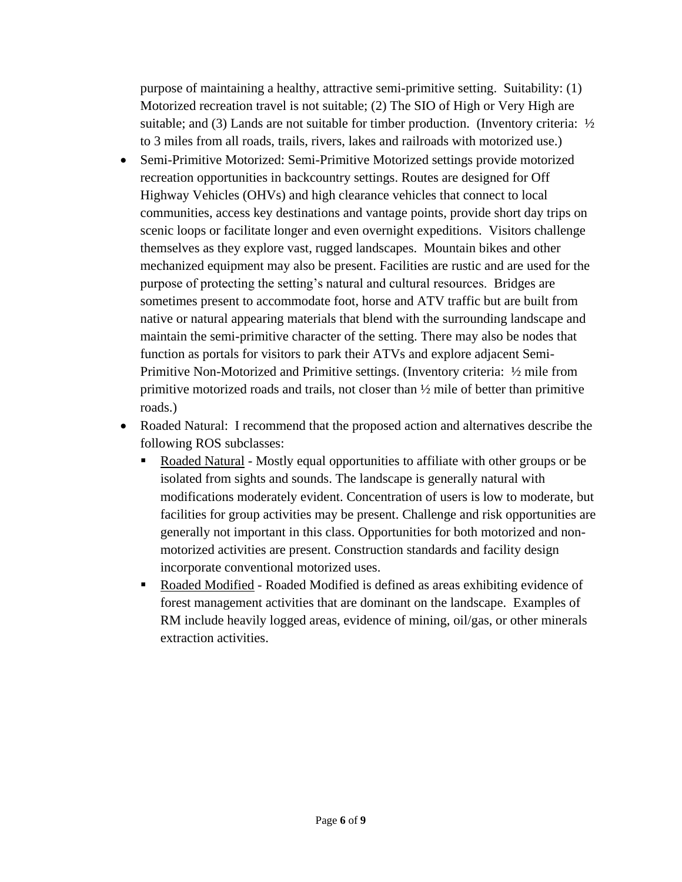purpose of maintaining a healthy, attractive semi-primitive setting. Suitability: (1) Motorized recreation travel is not suitable; (2) The SIO of High or Very High are suitable; and (3) Lands are not suitable for timber production. (Inventory criteria: ½ to 3 miles from all roads, trails, rivers, lakes and railroads with motorized use.)

- Semi-Primitive Motorized: Semi-Primitive Motorized settings provide motorized recreation opportunities in backcountry settings. Routes are designed for Off Highway Vehicles (OHVs) and high clearance vehicles that connect to local communities, access key destinations and vantage points, provide short day trips on scenic loops or facilitate longer and even overnight expeditions. Visitors challenge themselves as they explore vast, rugged landscapes. Mountain bikes and other mechanized equipment may also be present. Facilities are rustic and are used for the purpose of protecting the setting's natural and cultural resources. Bridges are sometimes present to accommodate foot, horse and ATV traffic but are built from native or natural appearing materials that blend with the surrounding landscape and maintain the semi-primitive character of the setting. There may also be nodes that function as portals for visitors to park their ATVs and explore adjacent Semi-Primitive Non-Motorized and Primitive settings. (Inventory criteria: ½ mile from primitive motorized roads and trails, not closer than ½ mile of better than primitive roads.)
- Roaded Natural: I recommend that the proposed action and alternatives describe the following ROS subclasses:
  - <u>Roaded Natural</u> - Mostly equal opportunities to affiliate with other groups or be isolated from sights and sounds. The landscape is generally natural with modifications moderately evident. Concentration of users is low to moderate, but facilities for group activities may be present. Challenge and risk opportunities are generally not important in this class. Opportunities for both motorized and non-motorized activities are present. Construction standards and facility design incorporate conventional motorized uses.
  - <u>Roaded Modified</u> - Roaded Modified is defined as areas exhibiting evidence of forest management activities that are dominant on the landscape. Examples of RM include heavily logged areas, evidence of mining, oil/gas, or other minerals extraction activities.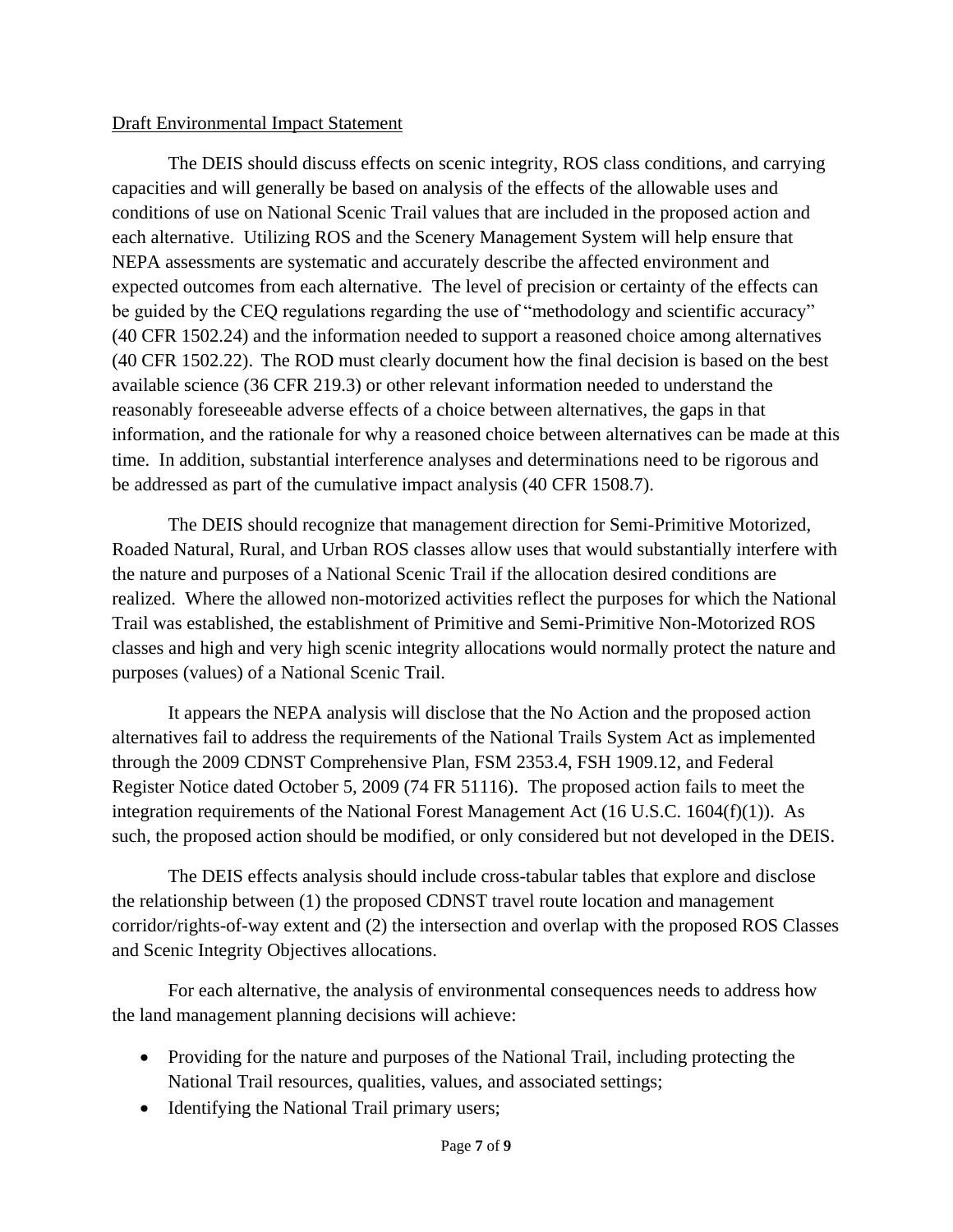Draft Environmental Impact Statement

The DEIS should discuss effects on scenic integrity, ROS class conditions, and carrying capacities and will generally be based on analysis of the effects of the allowable uses and conditions of use on National Scenic Trail values that are included in the proposed action and each alternative. Utilizing ROS and the Scenery Management System will help ensure that NEPA assessments are systematic and accurately describe the affected environment and expected outcomes from each alternative. The level of precision or certainty of the effects can be guided by the CEQ regulations regarding the use of "methodology and scientific accuracy" (40 CFR 1502.24) and the information needed to support a reasoned choice among alternatives (40 CFR 1502.22). The ROD must clearly document how the final decision is based on the best available science (36 CFR 219.3) or other relevant information needed to understand the reasonably foreseeable adverse effects of a choice between alternatives, the gaps in that information, and the rationale for why a reasoned choice between alternatives can be made at this time. In addition, substantial interference analyses and determinations need to be rigorous and be addressed as part of the cumulative impact analysis (40 CFR 1508.7).

The DEIS should recognize that management direction for Semi-Primitive Motorized, Roaded Natural, Rural, and Urban ROS classes allow uses that would substantially interfere with the nature and purposes of a National Scenic Trail if the allocation desired conditions are realized. Where the allowed non-motorized activities reflect the purposes for which the National Trail was established, the establishment of Primitive and Semi-Primitive Non-Motorized ROS classes and high and very high scenic integrity allocations would normally protect the nature and purposes (values) of a National Scenic Trail.

It appears the NEPA analysis will disclose that the No Action and the proposed action alternatives fail to address the requirements of the National Trails System Act as implemented through the 2009 CDNST Comprehensive Plan, FSM 2353.4, FSH 1909.12, and Federal Register Notice dated October 5, 2009 (74 FR 51116). The proposed action fails to meet the integration requirements of the National Forest Management Act (16 U.S.C. 1604(f)(1)). As such, the proposed action should be modified, or only considered but not developed in the DEIS.

The DEIS effects analysis should include cross-tabular tables that explore and disclose the relationship between (1) the proposed CDNST travel route location and management corridor/rights-of-way extent and (2) the intersection and overlap with the proposed ROS Classes and Scenic Integrity Objectives allocations.

For each alternative, the analysis of environmental consequences needs to address how the land management planning decisions will achieve:

- Providing for the nature and purposes of the National Trail, including protecting the National Trail resources, qualities, values, and associated settings;
- Identifying the National Trail primary users;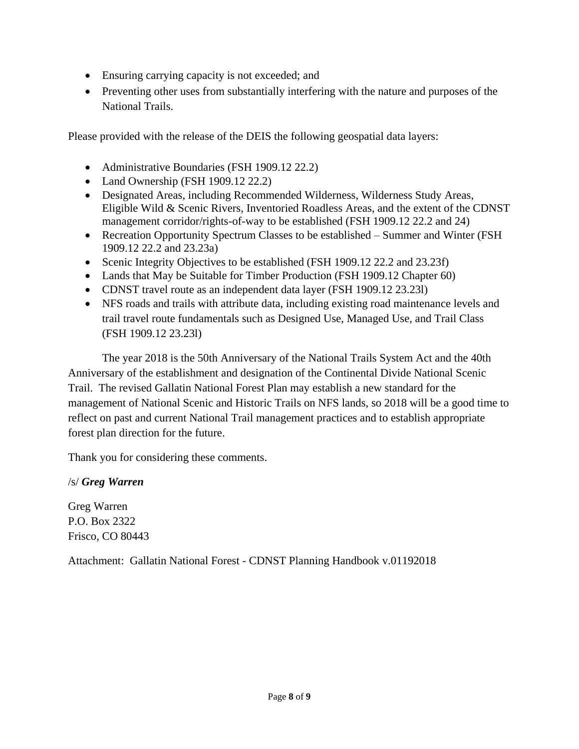- Ensuring carrying capacity is not exceeded; and
- Preventing other uses from substantially interfering with the nature and purposes of the National Trails.

Please provided with the release of the DEIS the following geospatial data layers:

- Administrative Boundaries (FSH 1909.12 22.2)
- Land Ownership (FSH 1909.12 22.2)
- Designated Areas, including Recommended Wilderness, Wilderness Study Areas, Eligible Wild & Scenic Rivers, Inventoried Roadless Areas, and the extent of the CDNST management corridor/rights-of-way to be established (FSH 1909.12 22.2 and 24)
- Recreation Opportunity Spectrum Classes to be established – Summer and Winter (FSH 1909.12 22.2 and 23.23a)
- Scenic Integrity Objectives to be established (FSH 1909.12 22.2 and 23.23f)
- Lands that May be Suitable for Timber Production (FSH 1909.12 Chapter 60)
- CDNST travel route as an independent data layer (FSH 1909.12 23.23l)
- NFS roads and trails with attribute data, including existing road maintenance levels and trail travel route fundamentals such as Designed Use, Managed Use, and Trail Class (FSH 1909.12 23.23l)

The year 2018 is the 50th Anniversary of the National Trails System Act and the 40th Anniversary of the establishment and designation of the Continental Divide National Scenic Trail. The revised Gallatin National Forest Plan may establish a new standard for the management of National Scenic and Historic Trails on NFS lands, so 2018 will be a good time to reflect on past and current National Trail management practices and to establish appropriate forest plan direction for the future.

Thank you for considering these comments.

/s/ ***Greg Warren***

Greg Warren
P.O. Box 2322
Frisco, CO 80443

Attachment: Gallatin National Forest - CDNST Planning Handbook v.01192018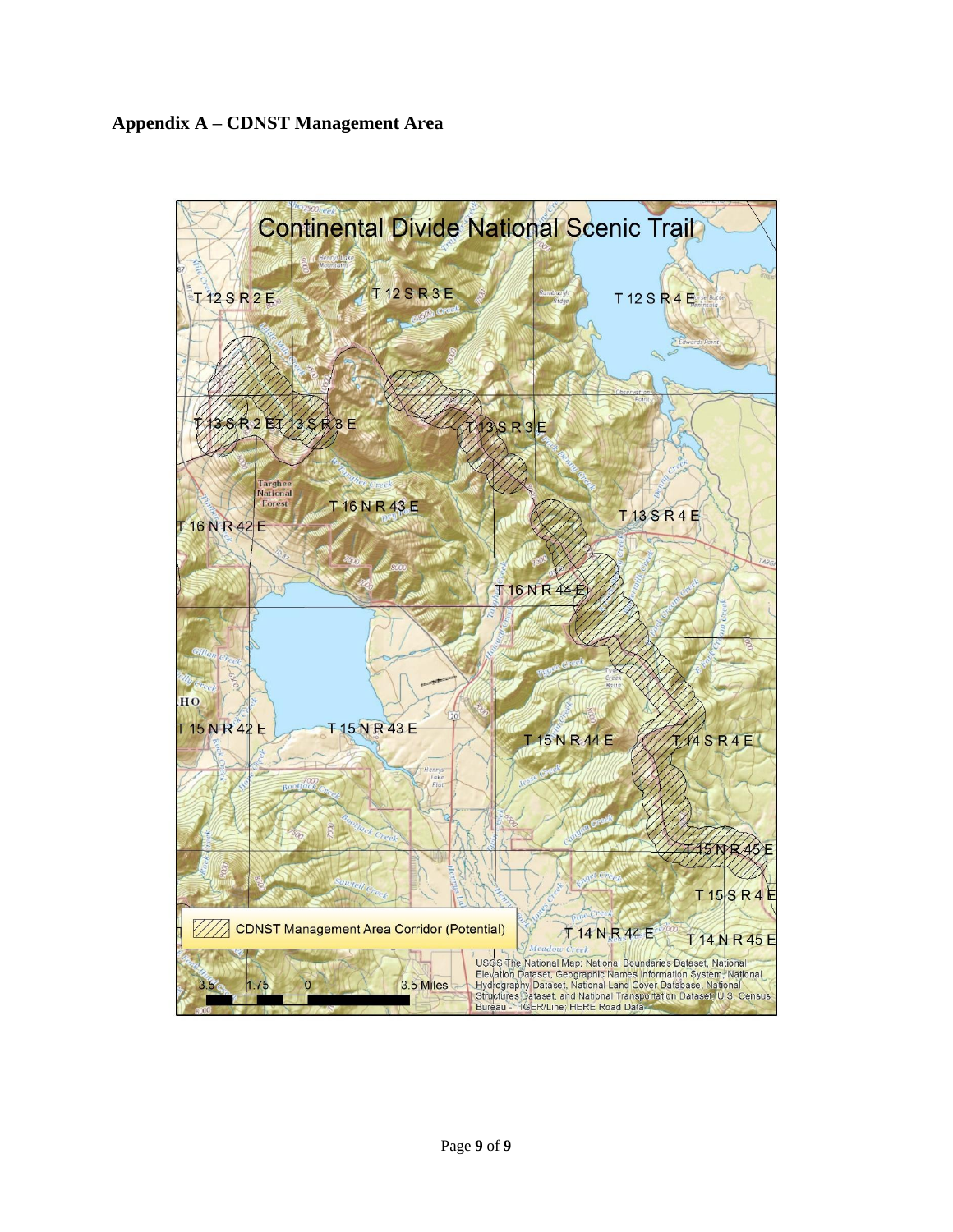## Appendix A – CDNST Management Area

Continental Divide National Scenic Trail

T 12 S R 2 E

T 12 S R 3 E

T 12 S R 4 E

T 13 S R 2 E

T 13 S R 3 E

T 13 S R 3 E

Targhee National Forest

T 16 N R 43 E

T 16 N R 42 E

T 13 S R 4 E

T 16 N R 44 E

T 15 N R 42 E

T 15 N R 43 E

T 15 N R 44 E

T 14 S R 4 E

T 15 N R 45 E

T 15 S R 4 E

T 14 N R 44 E

T 14 N R 45 E

CDNST Management Area Corridor (Potential)

3.5 1.75 0 3.5 Miles

USGS The National Map: National Boundaries Dataset, National Elevation Dataset, Geographic Names Information System, National Hydrography Dataset, National Land Cover Database, National Structures Dataset, and National Transportation Dataset; U.S. Census Bureau - TIGER/Line; HERE Road Data